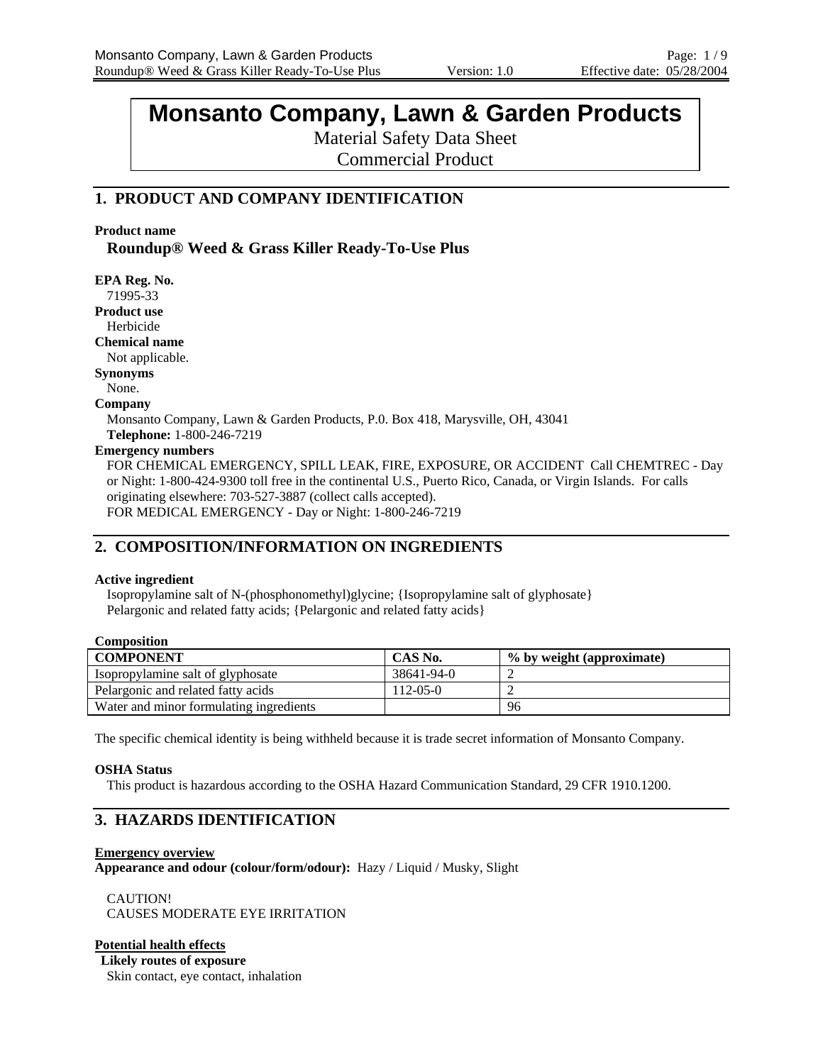# Monsanto Company, Lawn & Garden Products

Material Safety Data Sheet
Commercial Product

## 1. PRODUCT AND COMPANY IDENTIFICATION

**Product name**

**Roundup® Weed & Grass Killer Ready-To-Use Plus**

**EPA Reg. No.**
71995-33

**Product use**
Herbicide

**Chemical name**
Not applicable.

**Synonyms**
None.

**Company**
Monsanto Company, Lawn & Garden Products, P.0. Box 418, Marysville, OH, 43041
**Telephone:** 1-800-246-7219

**Emergency numbers**
FOR CHEMICAL EMERGENCY, SPILL LEAK, FIRE, EXPOSURE, OR ACCIDENT Call CHEMTREC - Day or Night: 1-800-424-9300 toll free in the continental U.S., Puerto Rico, Canada, or Virgin Islands. For calls originating elsewhere: 703-527-3887 (collect calls accepted).
FOR MEDICAL EMERGENCY - Day or Night: 1-800-246-7219

## 2. COMPOSITION/INFORMATION ON INGREDIENTS

**Active ingredient**
Isopropylamine salt of N-(phosphonomethyl)glycine; {Isopropylamine salt of glyphosate}
Pelargonic and related fatty acids; {Pelargonic and related fatty acids}

**Composition**

| COMPONENT | CAS No. | % by weight (approximate) |
|---|---|---|
| Isopropylamine salt of glyphosate | 38641-94-0 | 2 |
| Pelargonic and related fatty acids | 112-05-0 | 2 |
| Water and minor formulating ingredients | | 96 |

The specific chemical identity is being withheld because it is trade secret information of Monsanto Company.

**OSHA Status**
This product is hazardous according to the OSHA Hazard Communication Standard, 29 CFR 1910.1200.

## 3. HAZARDS IDENTIFICATION

**Emergency overview**

**Appearance and odour (colour/form/odour):** Hazy / Liquid / Musky, Slight

CAUTION!
CAUSES MODERATE EYE IRRITATION

**Potential health effects**

**Likely routes of exposure**
Skin contact, eye contact, inhalation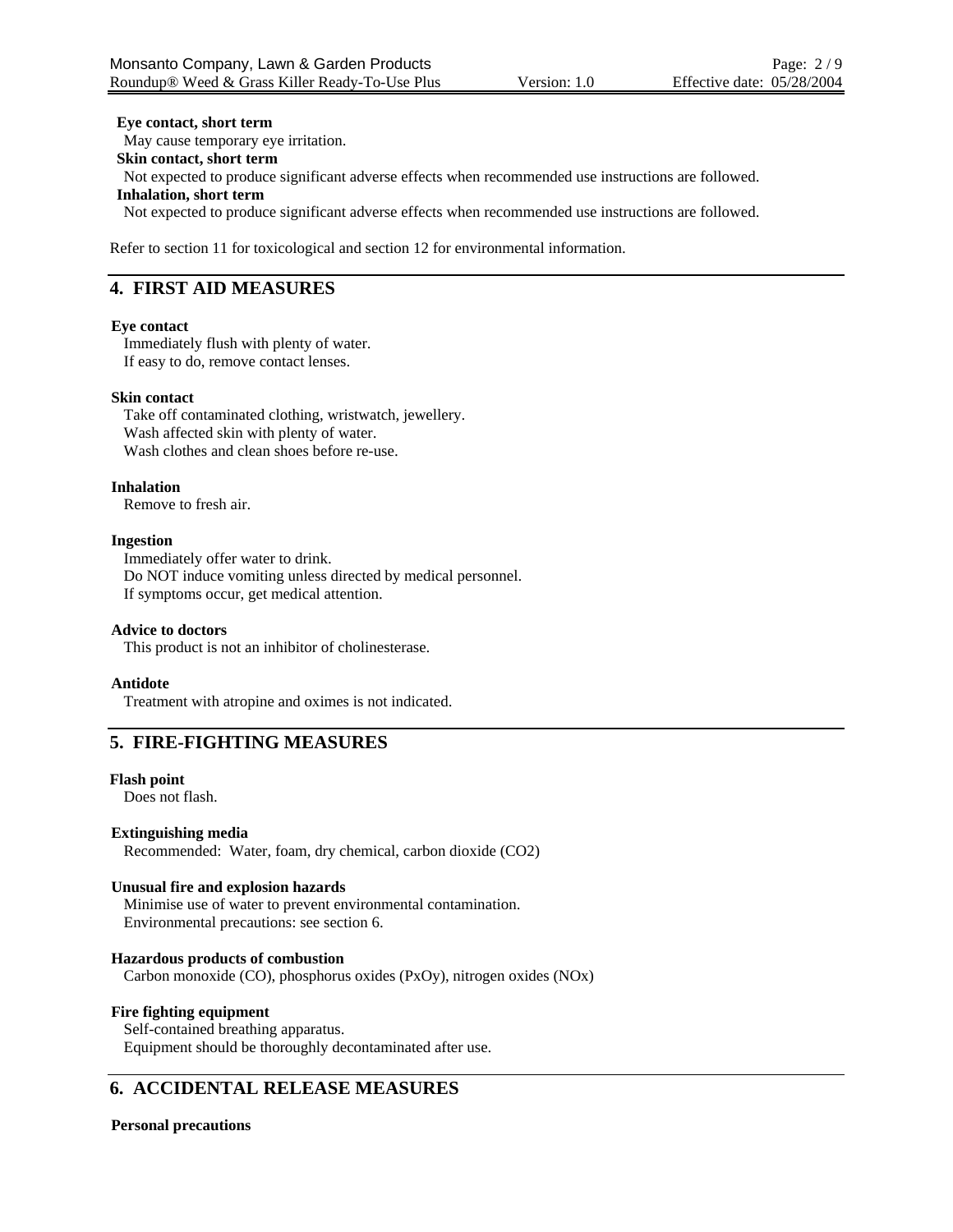**Eye contact, short term**

May cause temporary eye irritation.

**Skin contact, short term**

Not expected to produce significant adverse effects when recommended use instructions are followed.

**Inhalation, short term**

Not expected to produce significant adverse effects when recommended use instructions are followed.

Refer to section 11 for toxicological and section 12 for environmental information.

## 4. FIRST AID MEASURES

**Eye contact**

Immediately flush with plenty of water.
If easy to do, remove contact lenses.

**Skin contact**

Take off contaminated clothing, wristwatch, jewellery.
Wash affected skin with plenty of water.
Wash clothes and clean shoes before re-use.

**Inhalation**

Remove to fresh air.

**Ingestion**

Immediately offer water to drink.
Do NOT induce vomiting unless directed by medical personnel.
If symptoms occur, get medical attention.

**Advice to doctors**

This product is not an inhibitor of cholinesterase.

**Antidote**

Treatment with atropine and oximes is not indicated.

## 5. FIRE-FIGHTING MEASURES

**Flash point**

Does not flash.

**Extinguishing media**

Recommended: Water, foam, dry chemical, carbon dioxide ($CO_2$)

**Unusual fire and explosion hazards**

Minimise use of water to prevent environmental contamination.
Environmental precautions: see section 6.

**Hazardous products of combustion**

Carbon monoxide (CO), phosphorus oxides ($P_xO_y$), nitrogen oxides ($NO_x$)

**Fire fighting equipment**

Self-contained breathing apparatus.
Equipment should be thoroughly decontaminated after use.

## 6. ACCIDENTAL RELEASE MEASURES

**Personal precautions**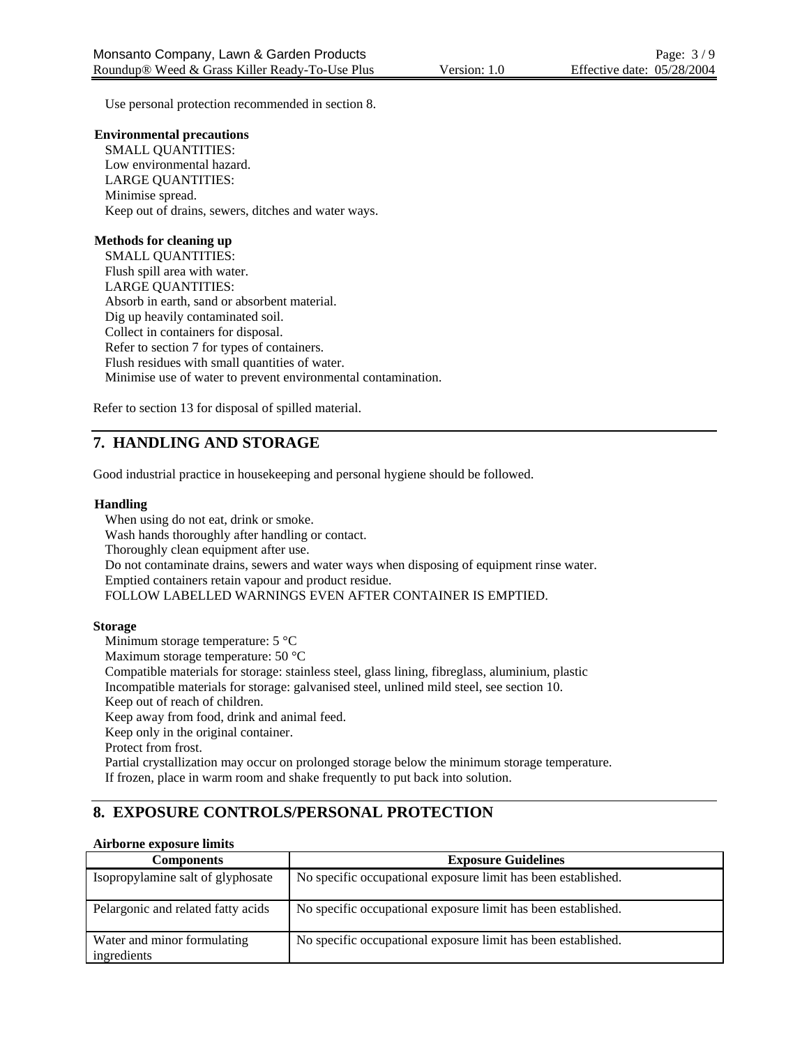Use personal protection recommended in section 8.

**Environmental precautions**

SMALL QUANTITIES:
Low environmental hazard.
LARGE QUANTITIES:
Minimise spread.
Keep out of drains, sewers, ditches and water ways.

**Methods for cleaning up**

SMALL QUANTITIES:
Flush spill area with water.
LARGE QUANTITIES:
Absorb in earth, sand or absorbent material.
Dig up heavily contaminated soil.
Collect in containers for disposal.
Refer to section 7 for types of containers.
Flush residues with small quantities of water.
Minimise use of water to prevent environmental contamination.

Refer to section 13 for disposal of spilled material.

## 7. HANDLING AND STORAGE

Good industrial practice in housekeeping and personal hygiene should be followed.

**Handling**

When using do not eat, drink or smoke.
Wash hands thoroughly after handling or contact.
Thoroughly clean equipment after use.
Do not contaminate drains, sewers and water ways when disposing of equipment rinse water.
Emptied containers retain vapour and product residue.
FOLLOW LABELLED WARNINGS EVEN AFTER CONTAINER IS EMPTIED.

**Storage**

Minimum storage temperature: 5 °C
Maximum storage temperature: 50 °C
Compatible materials for storage: stainless steel, glass lining, fibreglass, aluminium, plastic
Incompatible materials for storage: galvanised steel, unlined mild steel, see section 10.
Keep out of reach of children.
Keep away from food, drink and animal feed.
Keep only in the original container.
Protect from frost.
Partial crystallization may occur on prolonged storage below the minimum storage temperature.
If frozen, place in warm room and shake frequently to put back into solution.

## 8. EXPOSURE CONTROLS/PERSONAL PROTECTION

**Airborne exposure limits**

| Components | Exposure Guidelines |
|---|---|
| Isopropylamine salt of glyphosate | No specific occupational exposure limit has been established. |
| Pelargonic and related fatty acids | No specific occupational exposure limit has been established. |
| Water and minor formulating ingredients | No specific occupational exposure limit has been established. |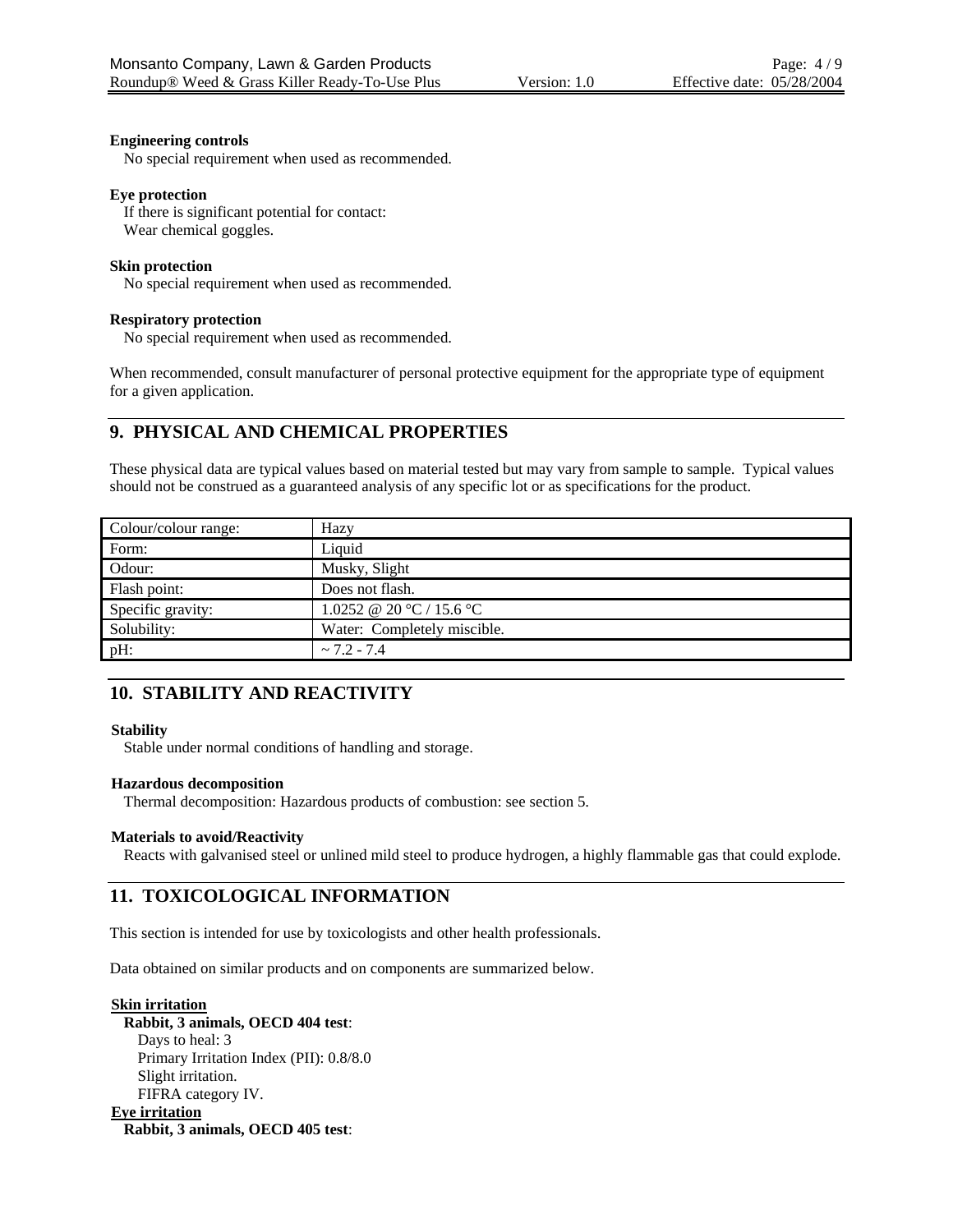**Engineering controls**

No special requirement when used as recommended.

**Eye protection**

If there is significant potential for contact:
Wear chemical goggles.

**Skin protection**

No special requirement when used as recommended.

**Respiratory protection**

No special requirement when used as recommended.

When recommended, consult manufacturer of personal protective equipment for the appropriate type of equipment for a given application.

## 9. PHYSICAL AND CHEMICAL PROPERTIES

These physical data are typical values based on material tested but may vary from sample to sample. Typical values should not be construed as a guaranteed analysis of any specific lot or as specifications for the product.

| Colour/colour range: | Hazy |
|---|---|
| Form: | Liquid |
| Odour: | Musky, Slight |
| Flash point: | Does not flash. |
| Specific gravity: | 1.0252 @ 20 °C / 15.6 °C |
| Solubility: | Water: Completely miscible. |
| pH: | ~ 7.2 - 7.4 |

## 10. STABILITY AND REACTIVITY

**Stability**

Stable under normal conditions of handling and storage.

**Hazardous decomposition**

Thermal decomposition: Hazardous products of combustion: see section 5.

**Materials to avoid/Reactivity**

Reacts with galvanised steel or unlined mild steel to produce hydrogen, a highly flammable gas that could explode.

## 11. TOXICOLOGICAL INFORMATION

This section is intended for use by toxicologists and other health professionals.

Data obtained on similar products and on components are summarized below.

**Skin irritation**

**Rabbit, 3 animals, OECD 404 test**:
Days to heal: 3
Primary Irritation Index (PII): 0.8/8.0
Slight irritation.
FIFRA category IV.

**Eye irritation**

**Rabbit, 3 animals, OECD 405 test**: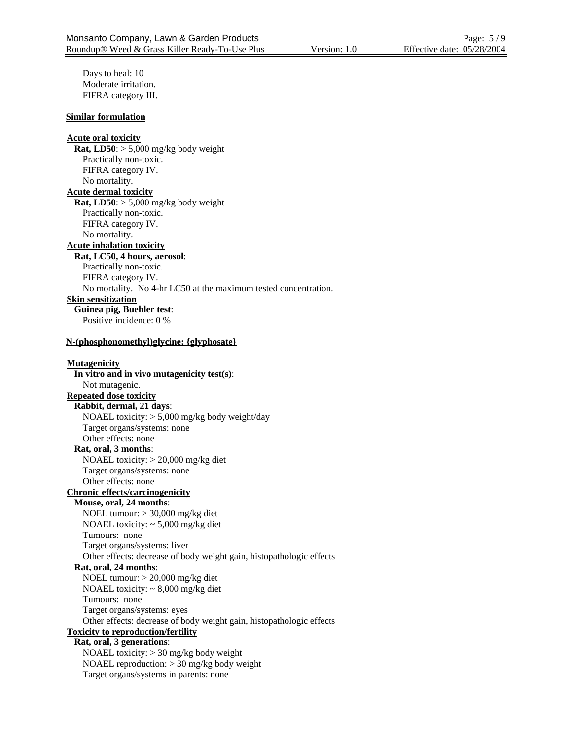Days to heal: 10
Moderate irritation.
FIFRA category III.

**Similar formulation**

**Acute oral toxicity**

**Rat, LD50**: > 5,000 mg/kg body weight
Practically non-toxic.
FIFRA category IV.
No mortality.

**Acute dermal toxicity**

**Rat, LD50**: > 5,000 mg/kg body weight
Practically non-toxic.
FIFRA category IV.
No mortality.

**Acute inhalation toxicity**

**Rat, LC50, 4 hours, aerosol**:
Practically non-toxic.
FIFRA category IV.
No mortality. No 4-hr LC50 at the maximum tested concentration.

**Skin sensitization**

**Guinea pig, Buehler test**:
Positive incidence: 0 %

**N-(phosphonomethyl)glycine; {glyphosate}**

**Mutagenicity**

**In vitro and in vivo mutagenicity test(s)**:
Not mutagenic.

**Repeated dose toxicity**

**Rabbit, dermal, 21 days**:
NOAEL toxicity: > 5,000 mg/kg body weight/day
Target organs/systems: none
Other effects: none

**Rat, oral, 3 months**:
NOAEL toxicity: > 20,000 mg/kg diet
Target organs/systems: none
Other effects: none

**Chronic effects/carcinogenicity**

**Mouse, oral, 24 months**:
NOEL tumour: > 30,000 mg/kg diet
NOAEL toxicity: ~ 5,000 mg/kg diet
Tumours: none
Target organs/systems: liver
Other effects: decrease of body weight gain, histopathologic effects

**Rat, oral, 24 months**:
NOEL tumour: > 20,000 mg/kg diet
NOAEL toxicity: ~ 8,000 mg/kg diet
Tumours: none
Target organs/systems: eyes
Other effects: decrease of body weight gain, histopathologic effects

**Toxicity to reproduction/fertility**

**Rat, oral, 3 generations**:
NOAEL toxicity: > 30 mg/kg body weight
NOAEL reproduction: > 30 mg/kg body weight
Target organs/systems in parents: none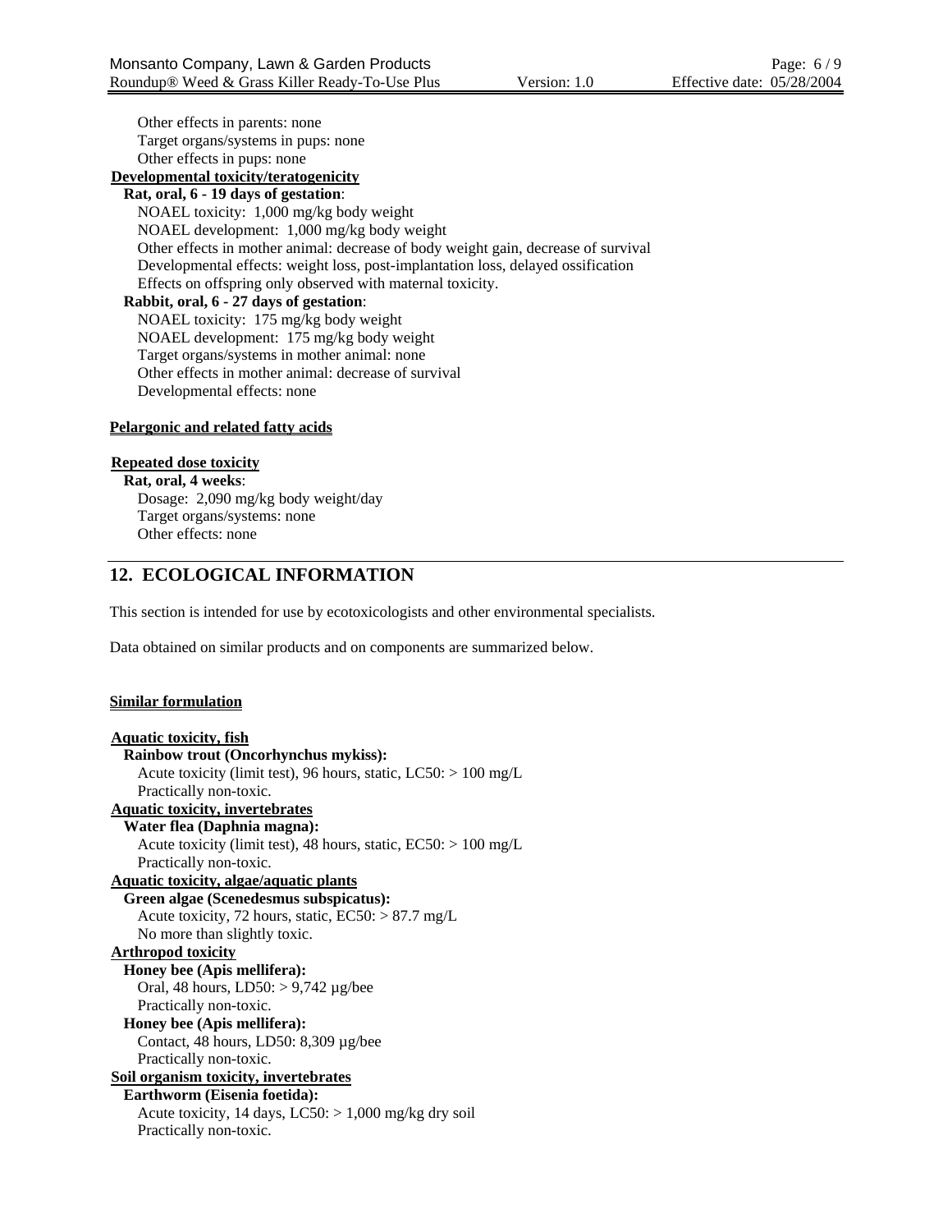Other effects in parents: none
Target organs/systems in pups: none
Other effects in pups: none

**Developmental toxicity/teratogenicity**

**Rat, oral, 6 - 19 days of gestation**:
NOAEL toxicity: 1,000 mg/kg body weight
NOAEL development: 1,000 mg/kg body weight
Other effects in mother animal: decrease of body weight gain, decrease of survival
Developmental effects: weight loss, post-implantation loss, delayed ossification
Effects on offspring only observed with maternal toxicity.

**Rabbit, oral, 6 - 27 days of gestation**:
NOAEL toxicity: 175 mg/kg body weight
NOAEL development: 175 mg/kg body weight
Target organs/systems in mother animal: none
Other effects in mother animal: decrease of survival
Developmental effects: none

**Pelargonic and related fatty acids**

**Repeated dose toxicity**

**Rat, oral, 4 weeks**:
Dosage: 2,090 mg/kg body weight/day
Target organs/systems: none
Other effects: none

## 12. ECOLOGICAL INFORMATION

This section is intended for use by ecotoxicologists and other environmental specialists.

Data obtained on similar products and on components are summarized below.

**Similar formulation**

**Aquatic toxicity, fish**

**Rainbow trout (Oncorhynchus mykiss):**
Acute toxicity (limit test), 96 hours, static, LC50: > 100 mg/L
Practically non-toxic.

**Aquatic toxicity, invertebrates**

**Water flea (Daphnia magna):**
Acute toxicity (limit test), 48 hours, static, EC50: > 100 mg/L
Practically non-toxic.

**Aquatic toxicity, algae/aquatic plants**

**Green algae (Scenedesmus subspicatus):**
Acute toxicity, 72 hours, static, EC50: > 87.7 mg/L
No more than slightly toxic.

**Arthropod toxicity**

**Honey bee (Apis mellifera):**
Oral, 48 hours, LD50: > 9,742 µg/bee
Practically non-toxic.

**Honey bee (Apis mellifera):**
Contact, 48 hours, LD50: 8,309 µg/bee
Practically non-toxic.

**Soil organism toxicity, invertebrates**

**Earthworm (Eisenia foetida):**
Acute toxicity, 14 days, LC50: > 1,000 mg/kg dry soil
Practically non-toxic.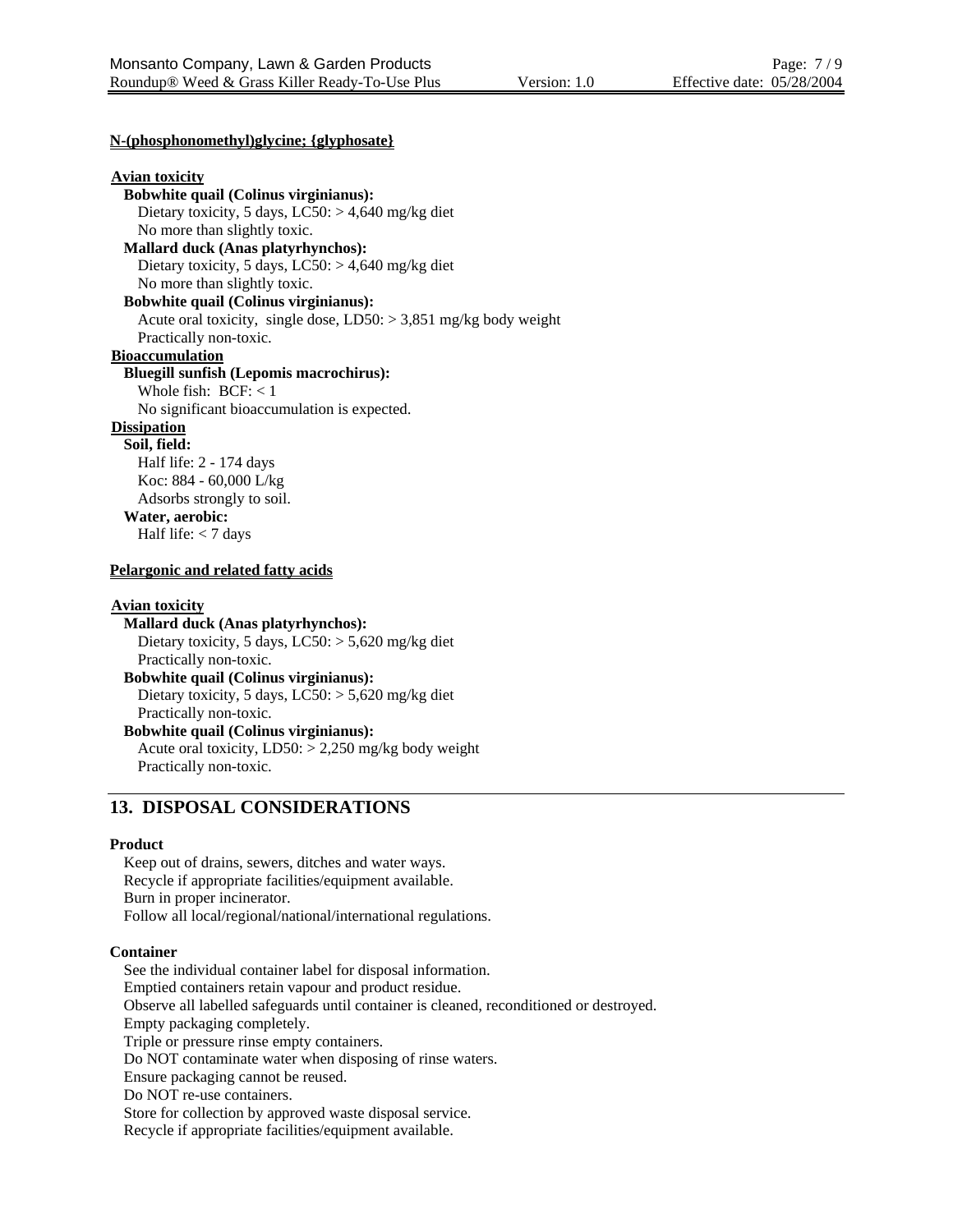**N-(phosphonomethyl)glycine; {glyphosate}**

**Avian toxicity**

**Bobwhite quail (Colinus virginianus):**
Dietary toxicity, 5 days, LC50: > 4,640 mg/kg diet
No more than slightly toxic.

**Mallard duck (Anas platyrhynchos):**
Dietary toxicity, 5 days, LC50: > 4,640 mg/kg diet
No more than slightly toxic.

**Bobwhite quail (Colinus virginianus):**
Acute oral toxicity, single dose, LD50: > 3,851 mg/kg body weight
Practically non-toxic.

**Bioaccumulation**

**Bluegill sunfish (Lepomis macrochirus):**
Whole fish: BCF: < 1
No significant bioaccumulation is expected.

**Dissipation**

**Soil, field:**
Half life: 2 - 174 days
Koc: 884 - 60,000 L/kg
Adsorbs strongly to soil.

**Water, aerobic:**
Half life: < 7 days

**Pelargonic and related fatty acids**

**Avian toxicity**

**Mallard duck (Anas platyrhynchos):**
Dietary toxicity, 5 days, LC50: > 5,620 mg/kg diet
Practically non-toxic.

**Bobwhite quail (Colinus virginianus):**
Dietary toxicity, 5 days, LC50: > 5,620 mg/kg diet
Practically non-toxic.

**Bobwhite quail (Colinus virginianus):**
Acute oral toxicity, LD50: > 2,250 mg/kg body weight
Practically non-toxic.

## 13. DISPOSAL CONSIDERATIONS

**Product**

Keep out of drains, sewers, ditches and water ways.
Recycle if appropriate facilities/equipment available.
Burn in proper incinerator.
Follow all local/regional/national/international regulations.

**Container**

See the individual container label for disposal information.
Emptied containers retain vapour and product residue.
Observe all labelled safeguards until container is cleaned, reconditioned or destroyed.
Empty packaging completely.
Triple or pressure rinse empty containers.
Do NOT contaminate water when disposing of rinse waters.
Ensure packaging cannot be reused.
Do NOT re-use containers.
Store for collection by approved waste disposal service.
Recycle if appropriate facilities/equipment available.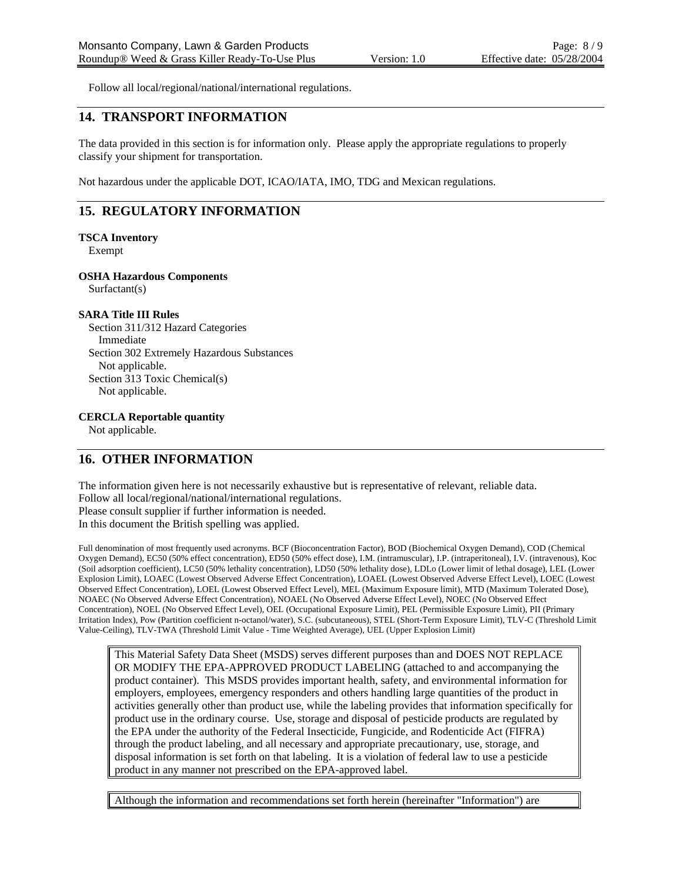Follow all local/regional/national/international regulations.

## 14. TRANSPORT INFORMATION

The data provided in this section is for information only. Please apply the appropriate regulations to properly classify your shipment for transportation.

Not hazardous under the applicable DOT, ICAO/IATA, IMO, TDG and Mexican regulations.

## 15. REGULATORY INFORMATION

**TSCA Inventory**
Exempt

**OSHA Hazardous Components**
Surfactant(s)

**SARA Title III Rules**
Section 311/312 Hazard Categories
Immediate
Section 302 Extremely Hazardous Substances
Not applicable.
Section 313 Toxic Chemical(s)
Not applicable.

**CERCLA Reportable quantity**
Not applicable.

## 16. OTHER INFORMATION

The information given here is not necessarily exhaustive but is representative of relevant, reliable data.
Follow all local/regional/national/international regulations.
Please consult supplier if further information is needed.
In this document the British spelling was applied.

Full denomination of most frequently used acronyms. BCF (Bioconcentration Factor), BOD (Biochemical Oxygen Demand), COD (Chemical Oxygen Demand), EC50 (50% effect concentration), ED50 (50% effect dose), I.M. (intramuscular), I.P. (intraperitoneal), I.V. (intravenous), Koc (Soil adsorption coefficient), LC50 (50% lethality concentration), LD50 (50% lethality dose), LDLo (Lower limit of lethal dosage), LEL (Lower Explosion Limit), LOAEC (Lowest Observed Adverse Effect Concentration), LOAEL (Lowest Observed Adverse Effect Level), LOEC (Lowest Observed Effect Concentration), LOEL (Lowest Observed Effect Level), MEL (Maximum Exposure limit), MTD (Maximum Tolerated Dose), NOAEC (No Observed Adverse Effect Concentration), NOAEL (No Observed Adverse Effect Level), NOEC (No Observed Effect Concentration), NOEL (No Observed Effect Level), OEL (Occupational Exposure Limit), PEL (Permissible Exposure Limit), PII (Primary Irritation Index), Pow (Partition coefficient n-octanol/water), S.C. (subcutaneous), STEL (Short-Term Exposure Limit), TLV-C (Threshold Limit Value-Ceiling), TLV-TWA (Threshold Limit Value - Time Weighted Average), UEL (Upper Explosion Limit)

This Material Safety Data Sheet (MSDS) serves different purposes than and DOES NOT REPLACE OR MODIFY THE EPA-APPROVED PRODUCT LABELING (attached to and accompanying the product container). This MSDS provides important health, safety, and environmental information for employers, employees, emergency responders and others handling large quantities of the product in activities generally other than product use, while the labeling provides that information specifically for product use in the ordinary course. Use, storage and disposal of pesticide products are regulated by the EPA under the authority of the Federal Insecticide, Fungicide, and Rodenticide Act (FIFRA) through the product labeling, and all necessary and appropriate precautionary, use, storage, and disposal information is set forth on that labeling. It is a violation of federal law to use a pesticide product in any manner not prescribed on the EPA-approved label.

Although the information and recommendations set forth herein (hereinafter "Information") are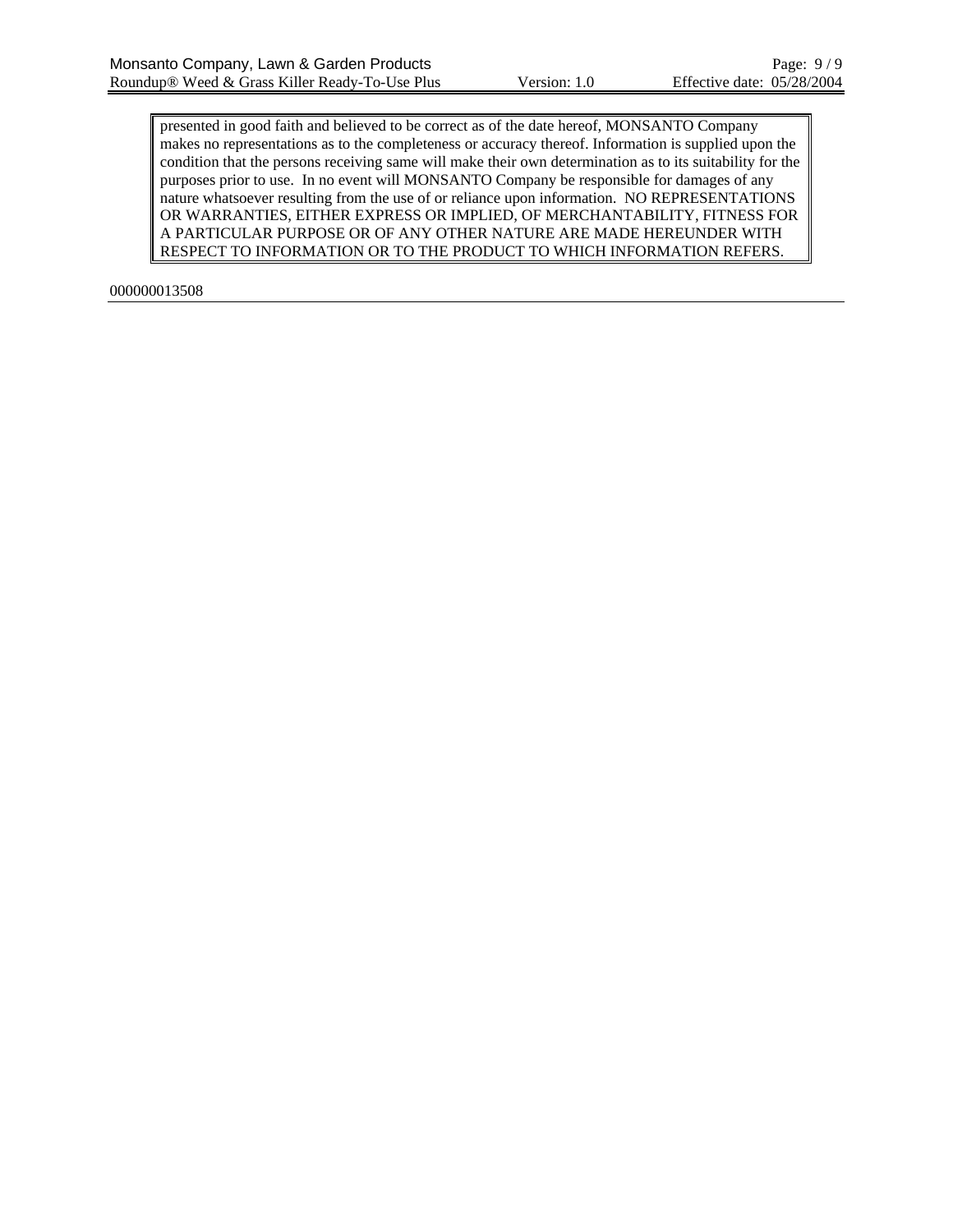presented in good faith and believed to be correct as of the date hereof, MONSANTO Company makes no representations as to the completeness or accuracy thereof. Information is supplied upon the condition that the persons receiving same will make their own determination as to its suitability for the purposes prior to use. In no event will MONSANTO Company be responsible for damages of any nature whatsoever resulting from the use of or reliance upon information. NO REPRESENTATIONS OR WARRANTIES, EITHER EXPRESS OR IMPLIED, OF MERCHANTABILITY, FITNESS FOR A PARTICULAR PURPOSE OR OF ANY OTHER NATURE ARE MADE HEREUNDER WITH RESPECT TO INFORMATION OR TO THE PRODUCT TO WHICH INFORMATION REFERS.

000000013508